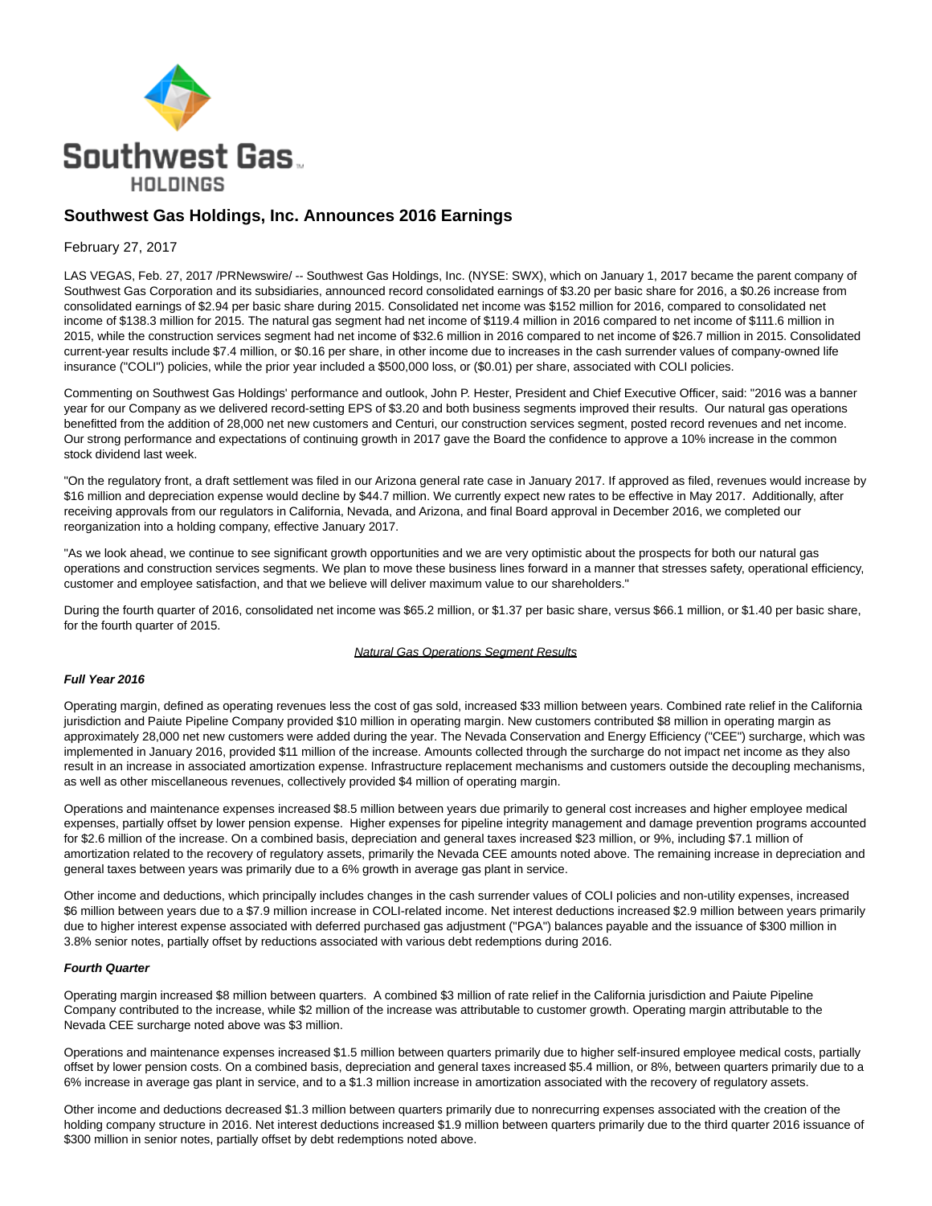# Southwest Gas Holdings, Inc. Announces 2016 Earnings

February 27, 2017

LAS VEGAS, Feb. 27, 2017 /PRNewswire/ -- Southwest Gas Holdings, Inc. (NYSE: SWX), which on January 1, 2017 became the parent company of Southwest Gas Corporation and its subsidiaries, announced record consolidated earnings of $3.20 per basic share for 2016, a $0.26 increase from consolidated earnings of $2.94 per basic share during 2015. Consolidated net income was $152 million for 2016, compared to consolidated net income of $138.3 million for 2015. The natural gas segment had net income of $119.4 million in 2016 compared to net income of $111.6 million in 2015, while the construction services segment had net income of $32.6 million in 2016 compared to net income of $26.7 million in 2015. Consolidated current-year results include $7.4 million, or $0.16 per share, in other income due to increases in the cash surrender values of company-owned life insurance ("COLI") policies, while the prior year included a $500,000 loss, or ($0.01) per share, associated with COLI policies.

Commenting on Southwest Gas Holdings' performance and outlook, John P. Hester, President and Chief Executive Officer, said: "2016 was a banner year for our Company as we delivered record-setting EPS of $3.20 and both business segments improved their results. Our natural gas operations benefitted from the addition of 28,000 net new customers and Centuri, our construction services segment, posted record revenues and net income. Our strong performance and expectations of continuing growth in 2017 gave the Board the confidence to approve a 10% increase in the common stock dividend last week.

"On the regulatory front, a draft settlement was filed in our Arizona general rate case in January 2017. If approved as filed, revenues would increase by $16 million and depreciation expense would decline by $44.7 million. We currently expect new rates to be effective in May 2017. Additionally, after receiving approvals from our regulators in California, Nevada, and Arizona, and final Board approval in December 2016, we completed our reorganization into a holding company, effective January 2017.

"As we look ahead, we continue to see significant growth opportunities and we are very optimistic about the prospects for both our natural gas operations and construction services segments. We plan to move these business lines forward in a manner that stresses safety, operational efficiency, customer and employee satisfaction, and that we believe will deliver maximum value to our shareholders."

During the fourth quarter of 2016, consolidated net income was $65.2 million, or $1.37 per basic share, versus $66.1 million, or $1.40 per basic share, for the fourth quarter of 2015.

*Natural Gas Operations Segment Results*

***Full Year 2016***

Operating margin, defined as operating revenues less the cost of gas sold, increased $33 million between years. Combined rate relief in the California jurisdiction and Paiute Pipeline Company provided $10 million in operating margin. New customers contributed $8 million in operating margin as approximately 28,000 net new customers were added during the year. The Nevada Conservation and Energy Efficiency ("CEE") surcharge, which was implemented in January 2016, provided $11 million of the increase. Amounts collected through the surcharge do not impact net income as they also result in an increase in associated amortization expense. Infrastructure replacement mechanisms and customers outside the decoupling mechanisms, as well as other miscellaneous revenues, collectively provided $4 million of operating margin.

Operations and maintenance expenses increased $8.5 million between years due primarily to general cost increases and higher employee medical expenses, partially offset by lower pension expense. Higher expenses for pipeline integrity management and damage prevention programs accounted for $2.6 million of the increase. On a combined basis, depreciation and general taxes increased $23 million, or 9%, including $7.1 million of amortization related to the recovery of regulatory assets, primarily the Nevada CEE amounts noted above. The remaining increase in depreciation and general taxes between years was primarily due to a 6% growth in average gas plant in service.

Other income and deductions, which principally includes changes in the cash surrender values of COLI policies and non-utility expenses, increased $6 million between years due to a $7.9 million increase in COLI-related income. Net interest deductions increased $2.9 million between years primarily due to higher interest expense associated with deferred purchased gas adjustment ("PGA") balances payable and the issuance of $300 million in 3.8% senior notes, partially offset by reductions associated with various debt redemptions during 2016.

***Fourth Quarter***

Operating margin increased $8 million between quarters. A combined $3 million of rate relief in the California jurisdiction and Paiute Pipeline Company contributed to the increase, while $2 million of the increase was attributable to customer growth. Operating margin attributable to the Nevada CEE surcharge noted above was $3 million.

Operations and maintenance expenses increased $1.5 million between quarters primarily due to higher self-insured employee medical costs, partially offset by lower pension costs. On a combined basis, depreciation and general taxes increased $5.4 million, or 8%, between quarters primarily due to a 6% increase in average gas plant in service, and to a $1.3 million increase in amortization associated with the recovery of regulatory assets.

Other income and deductions decreased $1.3 million between quarters primarily due to nonrecurring expenses associated with the creation of the holding company structure in 2016. Net interest deductions increased $1.9 million between quarters primarily due to the third quarter 2016 issuance of $300 million in senior notes, partially offset by debt redemptions noted above.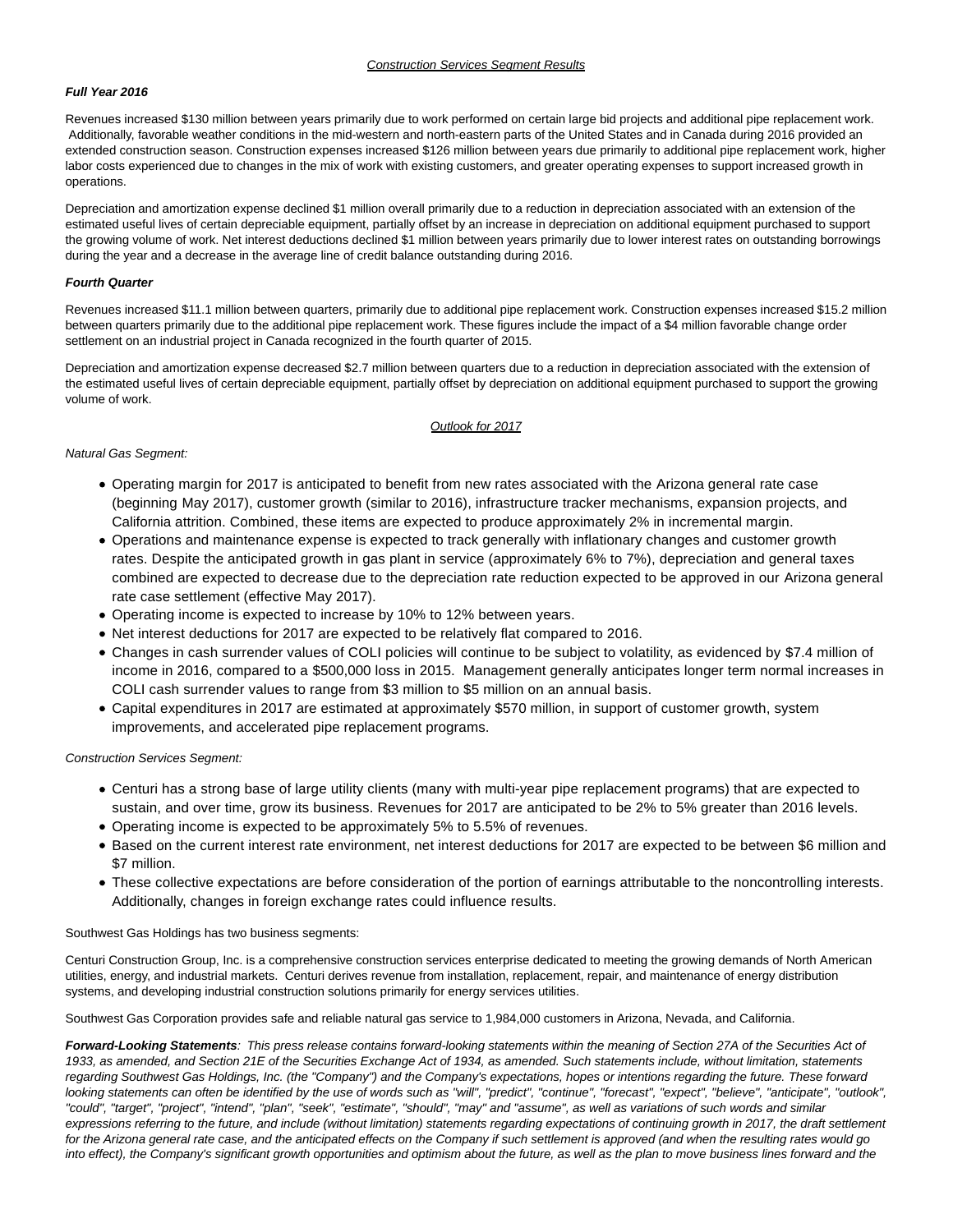## Construction Services Segment Results

***Full Year 2016***

Revenues increased $130 million between years primarily due to work performed on certain large bid projects and additional pipe replacement work. Additionally, favorable weather conditions in the mid-western and north-eastern parts of the United States and in Canada during 2016 provided an extended construction season. Construction expenses increased $126 million between years due primarily to additional pipe replacement work, higher labor costs experienced due to changes in the mix of work with existing customers, and greater operating expenses to support increased growth in operations.

Depreciation and amortization expense declined $1 million overall primarily due to a reduction in depreciation associated with an extension of the estimated useful lives of certain depreciable equipment, partially offset by an increase in depreciation on additional equipment purchased to support the growing volume of work. Net interest deductions declined $1 million between years primarily due to lower interest rates on outstanding borrowings during the year and a decrease in the average line of credit balance outstanding during 2016.

***Fourth Quarter***

Revenues increased $11.1 million between quarters, primarily due to additional pipe replacement work. Construction expenses increased $15.2 million between quarters primarily due to the additional pipe replacement work. These figures include the impact of a $4 million favorable change order settlement on an industrial project in Canada recognized in the fourth quarter of 2015.

Depreciation and amortization expense decreased $2.7 million between quarters due to a reduction in depreciation associated with the extension of the estimated useful lives of certain depreciable equipment, partially offset by depreciation on additional equipment purchased to support the growing volume of work.

## Outlook for 2017

*Natural Gas Segment:*

- Operating margin for 2017 is anticipated to benefit from new rates associated with the Arizona general rate case (beginning May 2017), customer growth (similar to 2016), infrastructure tracker mechanisms, expansion projects, and California attrition. Combined, these items are expected to produce approximately 2% in incremental margin.
- Operations and maintenance expense is expected to track generally with inflationary changes and customer growth rates. Despite the anticipated growth in gas plant in service (approximately 6% to 7%), depreciation and general taxes combined are expected to decrease due to the depreciation rate reduction expected to be approved in our Arizona general rate case settlement (effective May 2017).
- Operating income is expected to increase by 10% to 12% between years.
- Net interest deductions for 2017 are expected to be relatively flat compared to 2016.
- Changes in cash surrender values of COLI policies will continue to be subject to volatility, as evidenced by $7.4 million of income in 2016, compared to a $500,000 loss in 2015. Management generally anticipates longer term normal increases in COLI cash surrender values to range from $3 million to $5 million on an annual basis.
- Capital expenditures in 2017 are estimated at approximately $570 million, in support of customer growth, system improvements, and accelerated pipe replacement programs.

*Construction Services Segment:*

- Centuri has a strong base of large utility clients (many with multi-year pipe replacement programs) that are expected to sustain, and over time, grow its business. Revenues for 2017 are anticipated to be 2% to 5% greater than 2016 levels.
- Operating income is expected to be approximately 5% to 5.5% of revenues.
- Based on the current interest rate environment, net interest deductions for 2017 are expected to be between $6 million and $7 million.
- These collective expectations are before consideration of the portion of earnings attributable to the noncontrolling interests. Additionally, changes in foreign exchange rates could influence results.

Southwest Gas Holdings has two business segments:

Centuri Construction Group, Inc. is a comprehensive construction services enterprise dedicated to meeting the growing demands of North American utilities, energy, and industrial markets. Centuri derives revenue from installation, replacement, repair, and maintenance of energy distribution systems, and developing industrial construction solutions primarily for energy services utilities.

Southwest Gas Corporation provides safe and reliable natural gas service to 1,984,000 customers in Arizona, Nevada, and California.

***Forward-Looking Statements****: This press release contains forward-looking statements within the meaning of Section 27A of the Securities Act of 1933, as amended, and Section 21E of the Securities Exchange Act of 1934, as amended. Such statements include, without limitation, statements regarding Southwest Gas Holdings, Inc. (the "Company") and the Company's expectations, hopes or intentions regarding the future. These forward looking statements can often be identified by the use of words such as "will", "predict", "continue", "forecast", "expect", "believe", "anticipate", "outlook", "could", "target", "project", "intend", "plan", "seek", "estimate", "should", "may" and "assume", as well as variations of such words and similar expressions referring to the future, and include (without limitation) statements regarding expectations of continuing growth in 2017, the draft settlement for the Arizona general rate case, and the anticipated effects on the Company if such settlement is approved (and when the resulting rates would go into effect), the Company's significant growth opportunities and optimism about the future, as well as the plan to move business lines forward and the*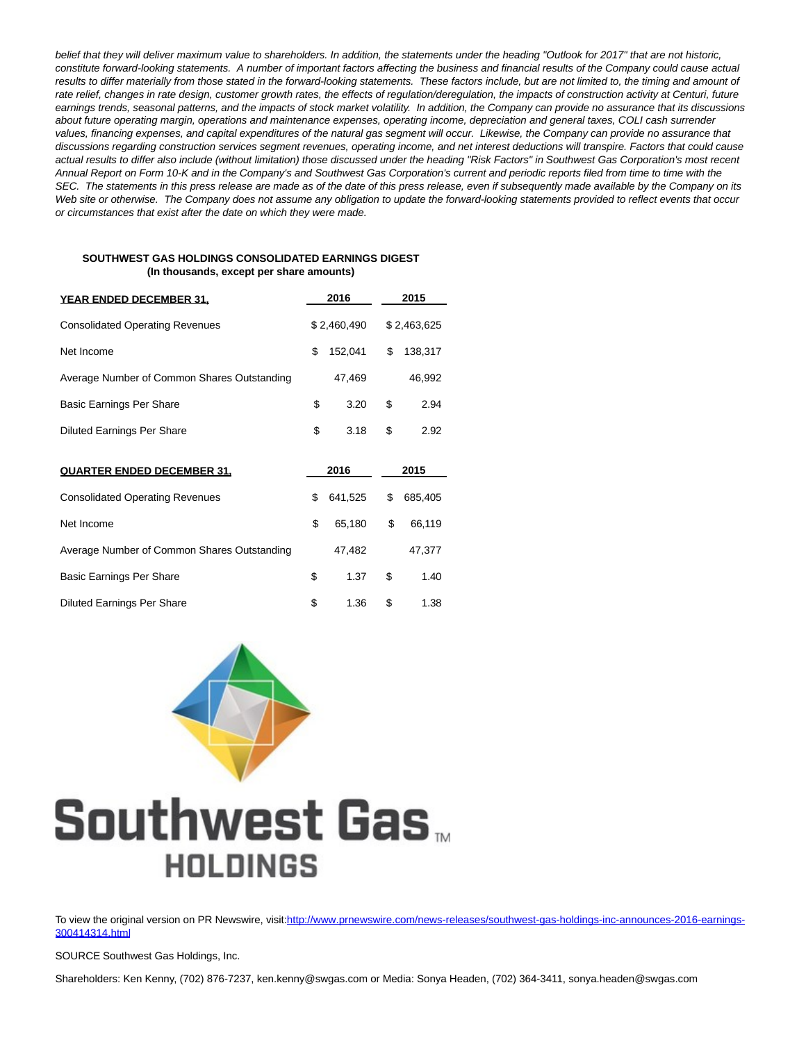*belief that they will deliver maximum value to shareholders. In addition, the statements under the heading "Outlook for 2017" that are not historic, constitute forward-looking statements. A number of important factors affecting the business and financial results of the Company could cause actual results to differ materially from those stated in the forward-looking statements. These factors include, but are not limited to, the timing and amount of rate relief, changes in rate design, customer growth rates, the effects of regulation/deregulation, the impacts of construction activity at Centuri, future earnings trends, seasonal patterns, and the impacts of stock market volatility. In addition, the Company can provide no assurance that its discussions about future operating margin, operations and maintenance expenses, operating income, depreciation and general taxes, COLI cash surrender values, financing expenses, and capital expenditures of the natural gas segment will occur. Likewise, the Company can provide no assurance that discussions regarding construction services segment revenues, operating income, and net interest deductions will transpire. Factors that could cause actual results to differ also include (without limitation) those discussed under the heading "Risk Factors" in Southwest Gas Corporation's most recent Annual Report on Form 10-K and in the Company's and Southwest Gas Corporation's current and periodic reports filed from time to time with the SEC. The statements in this press release are made as of the date of this press release, even if subsequently made available by the Company on its Web site or otherwise. The Company does not assume any obligation to update the forward-looking statements provided to reflect events that occur or circumstances that exist after the date on which they were made.*

**SOUTHWEST GAS HOLDINGS CONSOLIDATED EARNINGS DIGEST**
**(In thousands, except per share amounts)**

| YEAR ENDED DECEMBER 31, | 2016 | 2015 |
|---|---|---|
| Consolidated Operating Revenues | $ 2,460,490 | $ 2,463,625 |
| Net Income | $ 152,041 | $ 138,317 |
| Average Number of Common Shares Outstanding | 47,469 | 46,992 |
| Basic Earnings Per Share | $ 3.20 | $ 2.94 |
| Diluted Earnings Per Share | $ 3.18 | $ 2.92 |

| QUARTER ENDED DECEMBER 31, | 2016 | 2015 |
|---|---|---|
| Consolidated Operating Revenues | $ 641,525 | $ 685,405 |
| Net Income | $ 65,180 | $ 66,119 |
| Average Number of Common Shares Outstanding | 47,482 | 47,377 |
| Basic Earnings Per Share | $ 1.37 | $ 1.40 |
| Diluted Earnings Per Share | $ 1.36 | $ 1.38 |

Southwest Gas™
HOLDINGS

To view the original version on PR Newswire, visit:http://www.prnewswire.com/news-releases/southwest-gas-holdings-inc-announces-2016-earnings-300414314.html

SOURCE Southwest Gas Holdings, Inc.

Shareholders: Ken Kenny, (702) 876-7237, ken.kenny@swgas.com or Media: Sonya Headen, (702) 364-3411, sonya.headen@swgas.com